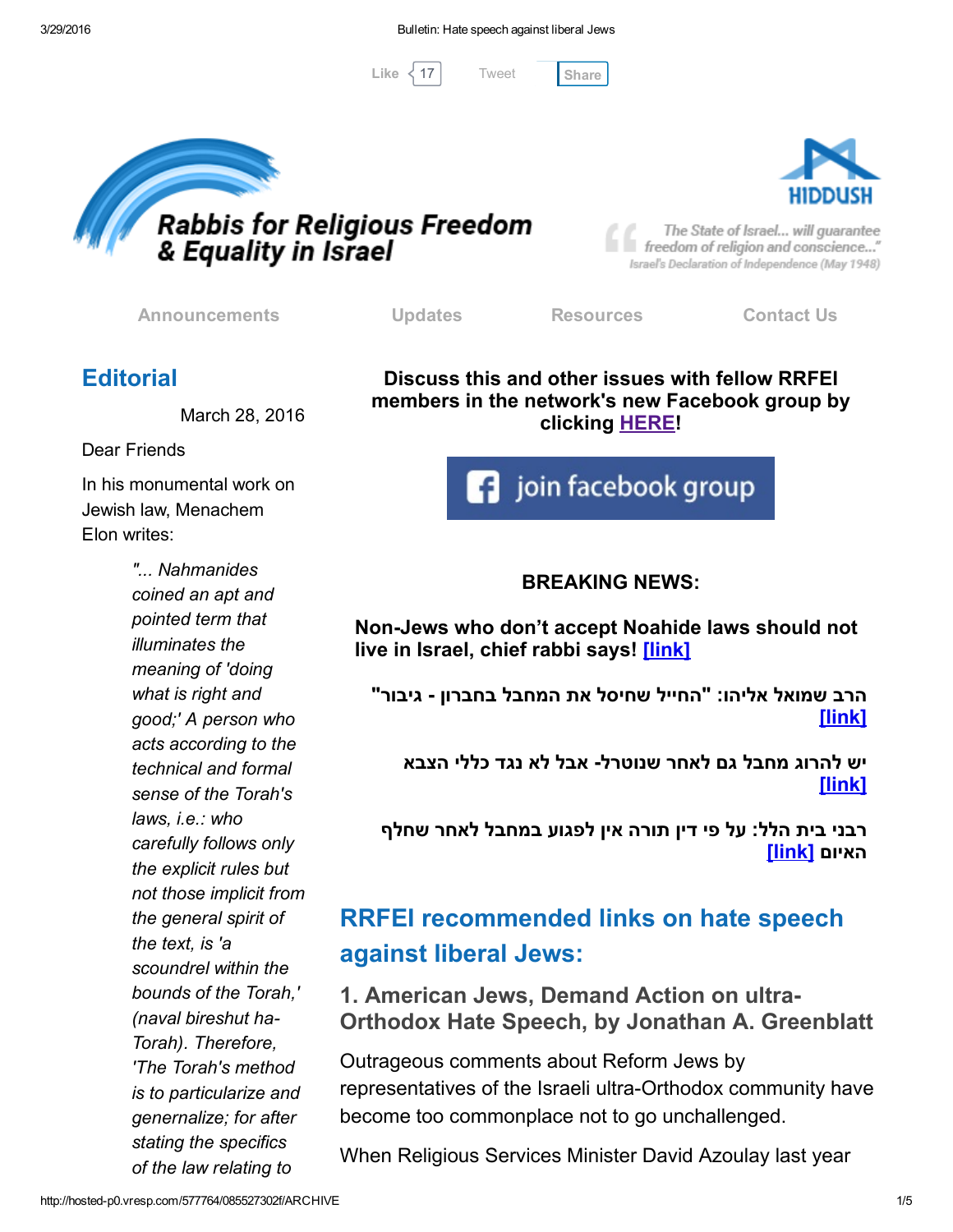Like 17 Tweet Share

# Rabbis for Religious Freedom & Equality in Israel

HIDDUSH

"The State of Israel... will guarantee freedom of religion and conscience..."
Israel's Declaration of Independence (May 1948)

Announcements | Updates | Resources | Contact Us

## Editorial

March 28, 2016

Dear Friends

In his monumental work on Jewish law, Menachem Elon writes:

> *"... Nahmanides coined an apt and pointed term that illuminates the meaning of 'doing what is right and good;' A person who acts according to the technical and formal sense of the Torah's laws, i.e.: who carefully follows only the explicit rules but not those implicit from the general spirit of the text, is 'a scoundrel within the bounds of the Torah,' (naval bireshut ha-Torah). Therefore, 'The Torah's method is to particularize and genernalize; for after stating the specifics of the law relating to*

**Discuss this and other issues with fellow RRFEI members in the network's new Facebook group by clicking [HERE]!**

join facebook group

**BREAKING NEWS:**

**Non-Jews who don't accept Noahide laws should not live in Israel, chief rabbi says! [link]**

**הרב שמואל אליהו: "החייל שחיסל את המחבל בחברון - גיבור" [link]**

**יש להרוג מחבל גם לאחר שנוטרל- אבל לא נגד כללי הצבא [link]**

**רבני בית הלל: על פי דין תורה אין לפגוע במחבל לאחר שחלף האיום [link]**

## RRFEI recommended links on hate speech against liberal Jews:

### 1. American Jews, Demand Action on ultra-Orthodox Hate Speech, by Jonathan A. Greenblatt

Outrageous comments about Reform Jews by representatives of the Israeli ultra-Orthodox community have become too commonplace not to go unchallenged.

When Religious Services Minister David Azoulay last year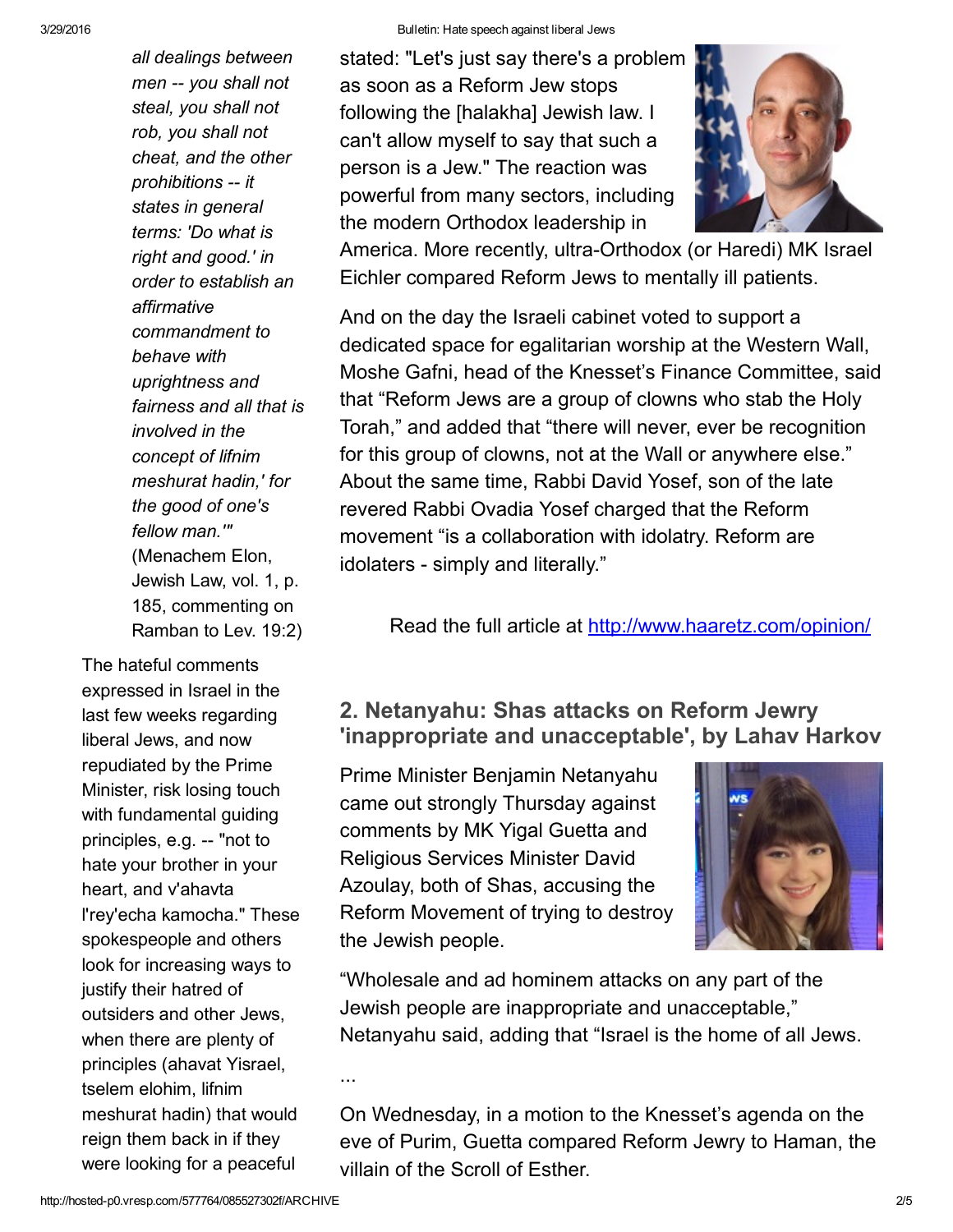*all dealings between men -- you shall not steal, you shall not rob, you shall not cheat, and the other prohibitions -- it states in general terms: 'Do what is right and good.' in order to establish an affirmative commandment to behave with uprightness and fairness and all that is involved in the concept of lifnim meshurat hadin,' for the good of one's fellow man.'"* (Menachem Elon, Jewish Law, vol. 1, p. 185, commenting on Ramban to Lev. 19:2)

The hateful comments expressed in Israel in the last few weeks regarding liberal Jews, and now repudiated by the Prime Minister, risk losing touch with fundamental guiding principles, e.g. -- "not to hate your brother in your heart, and v'ahavta l'rey'echa kamocha." These spokespeople and others look for increasing ways to justify their hatred of outsiders and other Jews, when there are plenty of principles (ahavat Yisrael, tselem elohim, lifnim meshurat hadin) that would reign them back in if they were looking for a peaceful

stated: "Let's just say there's a problem as soon as a Reform Jew stops following the [halakha] Jewish law. I can't allow myself to say that such a person is a Jew." The reaction was powerful from many sectors, including the modern Orthodox leadership in America. More recently, ultra-Orthodox (or Haredi) MK Israel Eichler compared Reform Jews to mentally ill patients.

And on the day the Israeli cabinet voted to support a dedicated space for egalitarian worship at the Western Wall, Moshe Gafni, head of the Knesset's Finance Committee, said that "Reform Jews are a group of clowns who stab the Holy Torah," and added that "there will never, ever be recognition for this group of clowns, not at the Wall or anywhere else." About the same time, Rabbi David Yosef, son of the late revered Rabbi Ovadia Yosef charged that the Reform movement "is a collaboration with idolatry. Reform are idolaters - simply and literally."

Read the full article at http://www.haaretz.com/opinion/

## 2. Netanyahu: Shas attacks on Reform Jewry 'inappropriate and unacceptable', by Lahav Harkov

Prime Minister Benjamin Netanyahu came out strongly Thursday against comments by MK Yigal Guetta and Religious Services Minister David Azoulay, both of Shas, accusing the Reform Movement of trying to destroy the Jewish people.

"Wholesale and ad hominem attacks on any part of the Jewish people are inappropriate and unacceptable," Netanyahu said, adding that "Israel is the home of all Jews.

...

On Wednesday, in a motion to the Knesset's agenda on the eve of Purim, Guetta compared Reform Jewry to Haman, the villain of the Scroll of Esther.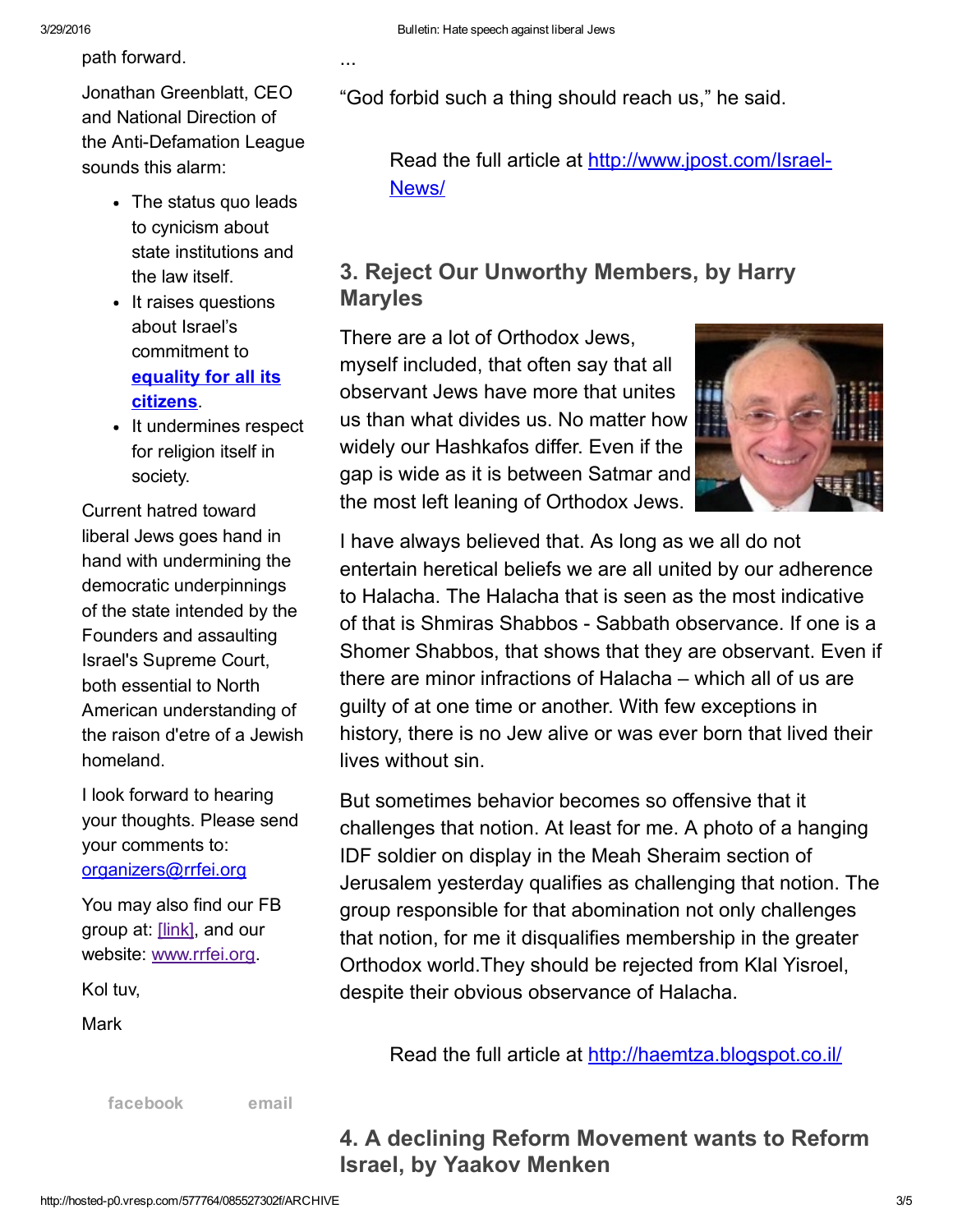path forward.

Jonathan Greenblatt, CEO and National Direction of the Anti-Defamation League sounds this alarm:

- The status quo leads to cynicism about state institutions and the law itself.
- It raises questions about Israel's commitment to **[equality for all its citizens](#)**.
- It undermines respect for religion itself in society.

Current hatred toward liberal Jews goes hand in hand with undermining the democratic underpinnings of the state intended by the Founders and assaulting Israel's Supreme Court, both essential to North American understanding of the raison d'etre of a Jewish homeland.

I look forward to hearing your thoughts. Please send your comments to: [organizers@rrfei.org](mailto:organizers@rrfei.org)

You may also find our FB group at: [link], and our website: [www.rrfei.org](http://www.rrfei.org).

Kol tuv,

Mark

facebook email

...

"God forbid such a thing should reach us," he said.

> Read the full article at [http://www.jpost.com/Israel-News/](http://www.jpost.com/Israel-News/)

## 3. Reject Our Unworthy Members, by Harry Maryles

There are a lot of Orthodox Jews, myself included, that often say that all observant Jews have more that unites us than what divides us. No matter how widely our Hashkafos differ. Even if the gap is wide as it is between Satmar and the most left leaning of Orthodox Jews.

I have always believed that. As long as we all do not entertain heretical beliefs we are all united by our adherence to Halacha. The Halacha that is seen as the most indicative of that is Shmiras Shabbos - Sabbath observance. If one is a Shomer Shabbos, that shows that they are observant. Even if there are minor infractions of Halacha – which all of us are guilty of at one time or another. With few exceptions in history, there is no Jew alive or was ever born that lived their lives without sin.

But sometimes behavior becomes so offensive that it challenges that notion. At least for me. A photo of a hanging IDF soldier on display in the Meah Sheraim section of Jerusalem yesterday qualifies as challenging that notion. The group responsible for that abomination not only challenges that notion, for me it disqualifies membership in the greater Orthodox world.They should be rejected from Klal Yisroel, despite their obvious observance of Halacha.

> Read the full article at [http://haemtza.blogspot.co.il/](http://haemtza.blogspot.co.il/)

## 4. A declining Reform Movement wants to Reform Israel, by Yaakov Menken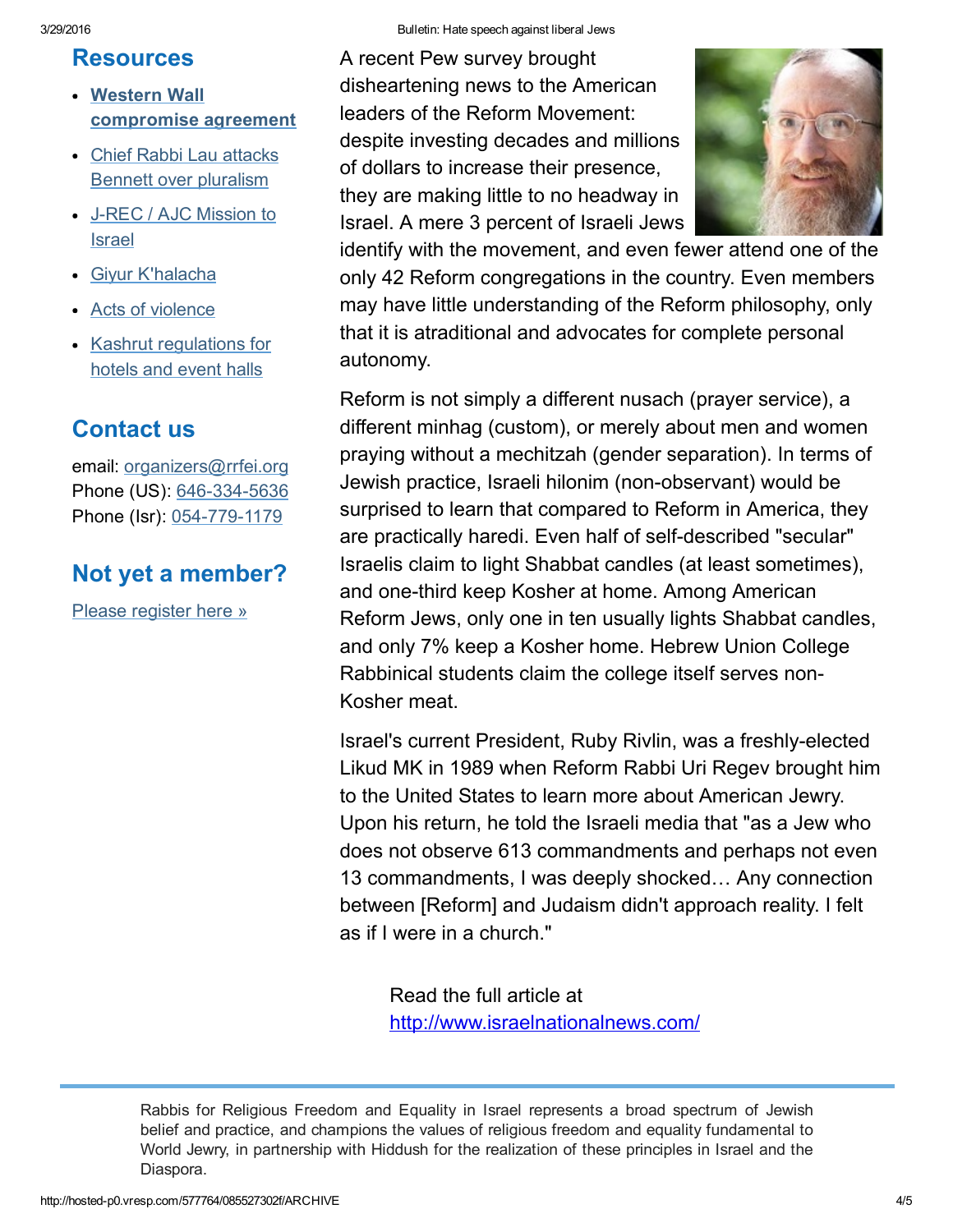## Resources

- **Western Wall compromise agreement**
- Chief Rabbi Lau attacks Bennett over pluralism
- J-REC / AJC Mission to Israel
- Giyur K'halacha
- Acts of violence
- Kashrut regulations for hotels and event halls

## Contact us

email: organizers@rrfei.org
Phone (US): 646-334-5636
Phone (Isr): 054-779-1179

## Not yet a member?

Please register here »

A recent Pew survey brought disheartening news to the American leaders of the Reform Movement: despite investing decades and millions of dollars to increase their presence, they are making little to no headway in Israel. A mere 3 percent of Israeli Jews identify with the movement, and even fewer attend one of the only 42 Reform congregations in the country. Even members may have little understanding of the Reform philosophy, only that it is atraditional and advocates for complete personal autonomy.

Reform is not simply a different nusach (prayer service), a different minhag (custom), or merely about men and women praying without a mechitzah (gender separation). In terms of Jewish practice, Israeli hilonim (non-observant) would be surprised to learn that compared to Reform in America, they are practically haredi. Even half of self-described "secular" Israelis claim to light Shabbat candles (at least sometimes), and one-third keep Kosher at home. Among American Reform Jews, only one in ten usually lights Shabbat candles, and only 7% keep a Kosher home. Hebrew Union College Rabbinical students claim the college itself serves non-Kosher meat.

Israel's current President, Ruby Rivlin, was a freshly-elected Likud MK in 1989 when Reform Rabbi Uri Regev brought him to the United States to learn more about American Jewry. Upon his return, he told the Israeli media that "as a Jew who does not observe 613 commandments and perhaps not even 13 commandments, I was deeply shocked… Any connection between [Reform] and Judaism didn't approach reality. I felt as if I were in a church."

Read the full article at http://www.israelnationalnews.com/

---

Rabbis for Religious Freedom and Equality in Israel represents a broad spectrum of Jewish belief and practice, and champions the values of religious freedom and equality fundamental to World Jewry, in partnership with Hiddush for the realization of these principles in Israel and the Diaspora.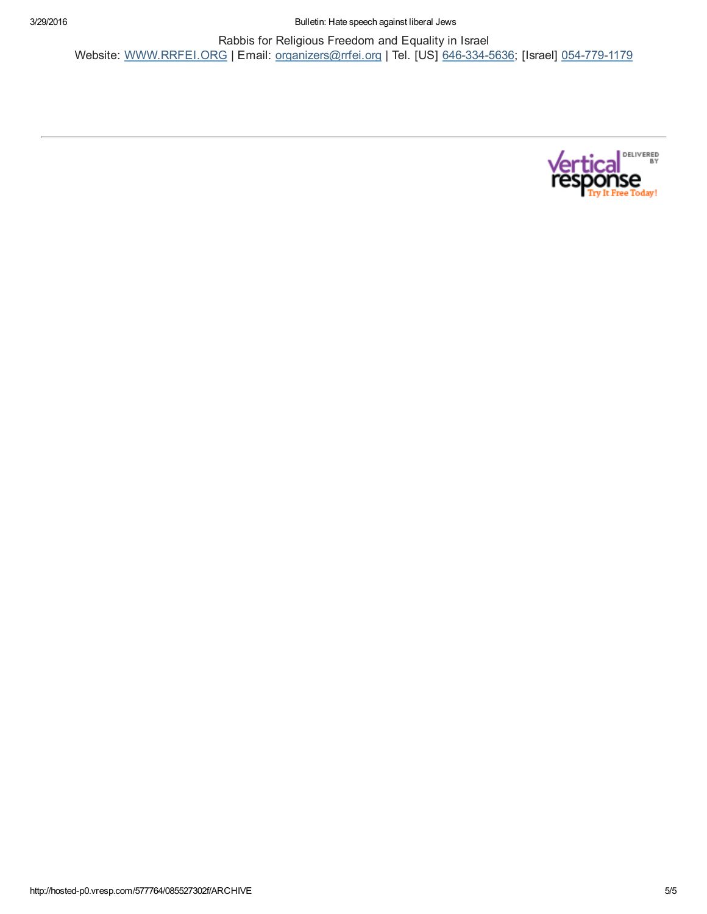Rabbis for Religious Freedom and Equality in Israel
Website: WWW.RRFEI.ORG | Email: organizers@rrfei.org | Tel. [US] 646-334-5636; [Israel] 054-779-1179

---